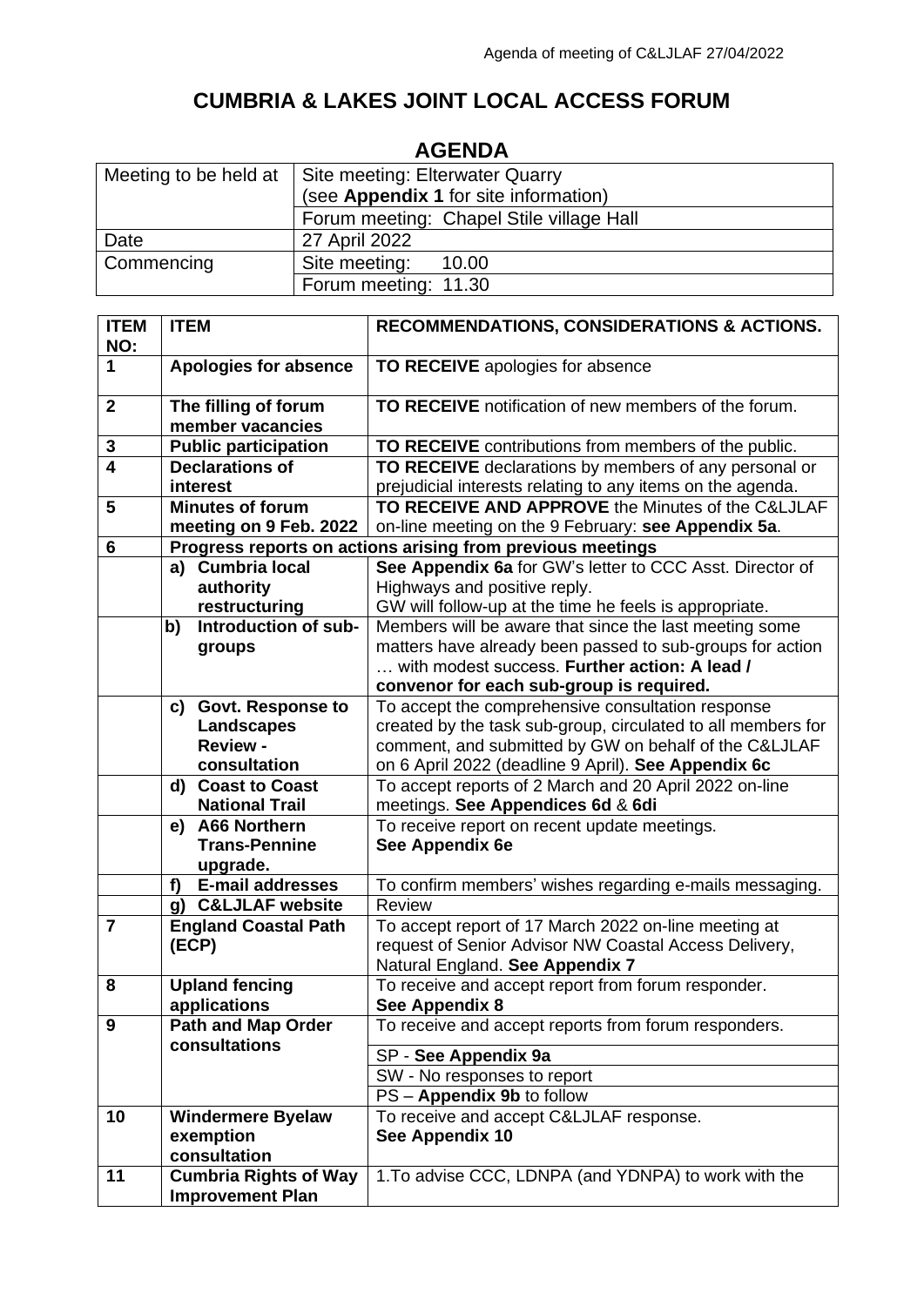# CUMBRIA & LAKES JOINT LOCAL ACCESS FORUM

## AGENDA

| Meeting to be held at | Site meeting: Elterwater Quarry (see **Appendix 1** for site information) |
|---|---|
| | Forum meeting: Chapel Stile village Hall |
| Date | 27 April 2022 |
| Commencing | Site meeting: 10.00 |
| | Forum meeting: 11.30 |

| ITEM NO: | ITEM | RECOMMENDATIONS, CONSIDERATIONS & ACTIONS. |
|---|---|---|
| **1** | **Apologies for absence** | **TO RECEIVE** apologies for absence |
| **2** | **The filling of forum member vacancies** | **TO RECEIVE** notification of new members of the forum. |
| **3** | **Public participation** | **TO RECEIVE** contributions from members of the public. |
| **4** | **Declarations of interest** | **TO RECEIVE** declarations by members of any personal or prejudicial interests relating to any items on the agenda. |
| **5** | **Minutes of forum meeting on 9 Feb. 2022** | **TO RECEIVE AND APPROVE** the Minutes of the C&LJLAF on-line meeting on the 9 February: **see Appendix 5a**. |
| **6** | **Progress reports on actions arising from previous meetings** | |
| | **a) Cumbria local authority restructuring** | **See Appendix 6a** for GW's letter to CCC Asst. Director of Highways and positive reply. GW will follow-up at the time he feels is appropriate. |
| | **b) Introduction of sub-groups** | Members will be aware that since the last meeting some matters have already been passed to sub-groups for action … with modest success. **Further action: A lead / convenor for each sub-group is required.** |
| | **c) Govt. Response to Landscapes Review - consultation** | To accept the comprehensive consultation response created by the task sub-group, circulated to all members for comment, and submitted by GW on behalf of the C&LJLAF on 6 April 2022 (deadline 9 April). **See Appendix 6c** |
| | **d) Coast to Coast National Trail** | To accept reports of 2 March and 20 April 2022 on-line meetings. **See Appendices 6d** & **6di** |
| | **e) A66 Northern Trans-Pennine upgrade.** | To receive report on recent update meetings. **See Appendix 6e** |
| | **f) E-mail addresses** | To confirm members' wishes regarding e-mails messaging. |
| | **g) C&LJLAF website** | Review |
| **7** | **England Coastal Path (ECP)** | To accept report of 17 March 2022 on-line meeting at request of Senior Advisor NW Coastal Access Delivery, Natural England. **See Appendix 7** |
| **8** | **Upland fencing applications** | To receive and accept report from forum responder. **See Appendix 8** |
| **9** | **Path and Map Order consultations** | To receive and accept reports from forum responders. |
| | | SP - **See Appendix 9a** |
| | | SW - No responses to report |
| | | PS – **Appendix 9b** to follow |
| **10** | **Windermere Byelaw exemption consultation** | To receive and accept C&LJLAF response. **See Appendix 10** |
| **11** | **Cumbria Rights of Way Improvement Plan** | 1.To advise CCC, LDNPA (and YDNPA) to work with the |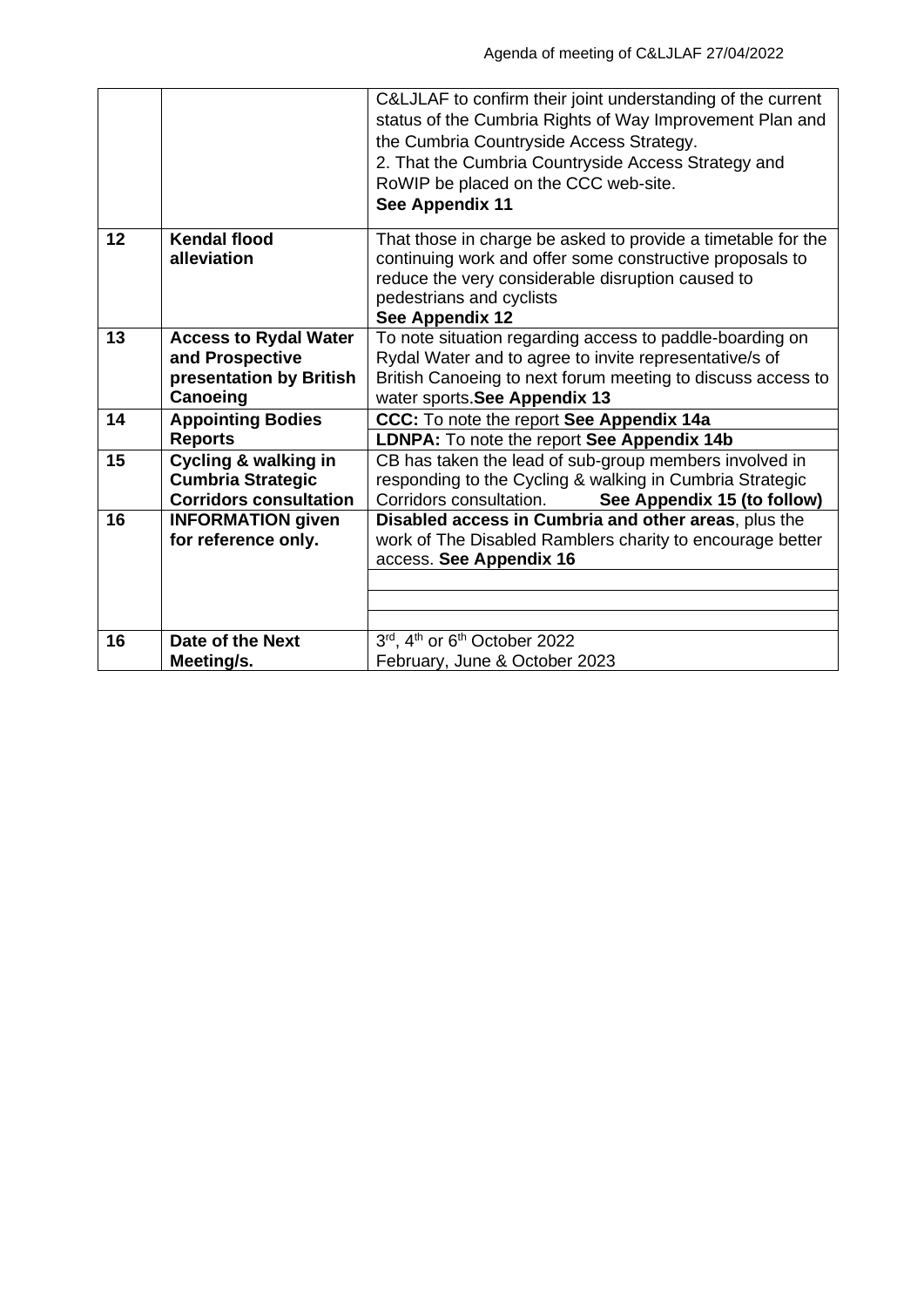| | | |
|---|---|---|
| | | C&LJLAF to confirm their joint understanding of the current status of the Cumbria Rights of Way Improvement Plan and the Cumbria Countryside Access Strategy.<br>2. That the Cumbria Countryside Access Strategy and RoWIP be placed on the CCC web-site.<br>**See Appendix 11** |
| **12** | **Kendal flood alleviation** | That those in charge be asked to provide a timetable for the continuing work and offer some constructive proposals to reduce the very considerable disruption caused to pedestrians and cyclists<br>**See Appendix 12** |
| **13** | **Access to Rydal Water and Prospective presentation by British Canoeing** | To note situation regarding access to paddle-boarding on Rydal Water and to agree to invite representative/s of British Canoeing to next forum meeting to discuss access to water sports.**See Appendix 13** |
| **14** | **Appointing Bodies Reports** | **CCC:** To note the report **See Appendix 14a** |
| | | **LDNPA:** To note the report **See Appendix 14b** |
| **15** | **Cycling & walking in Cumbria Strategic Corridors consultation** | CB has taken the lead of sub-group members involved in responding to the Cycling & walking in Cumbria Strategic Corridors consultation. **See Appendix 15 (to follow)** |
| **16** | **INFORMATION given for reference only.** | **Disabled access in Cumbria and other areas**, plus the work of The Disabled Ramblers charity to encourage better access. **See Appendix 16** |
| | | |
| | | |
| | | |
| **16** | **Date of the Next Meeting/s.** | 3rd, 4th or 6th October 2022<br>February, June & October 2023 |